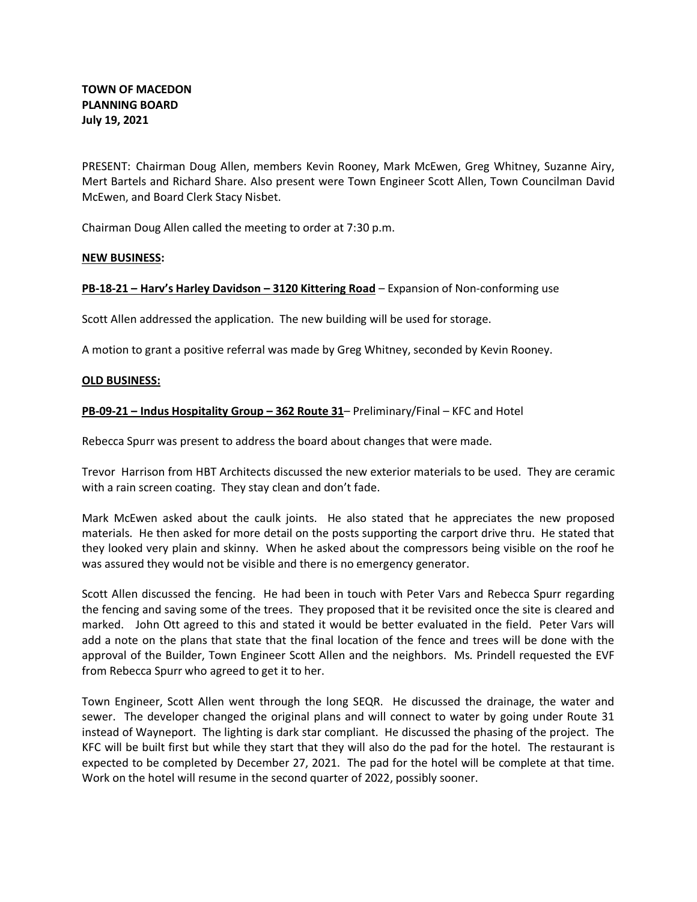**TOWN OF MACEDON**
**PLANNING BOARD**
**July 19, 2021**

PRESENT: Chairman Doug Allen, members Kevin Rooney, Mark McEwen, Greg Whitney, Suzanne Airy, Mert Bartels and Richard Share. Also present were Town Engineer Scott Allen, Town Councilman David McEwen, and Board Clerk Stacy Nisbet.

Chairman Doug Allen called the meeting to order at 7:30 p.m.

**NEW BUSINESS:**

**PB-18-21 – Harv's Harley Davidson – 3120 Kittering Road** – Expansion of Non-conforming use

Scott Allen addressed the application. The new building will be used for storage.

A motion to grant a positive referral was made by Greg Whitney, seconded by Kevin Rooney.

**OLD BUSINESS:**

**PB-09-21 – Indus Hospitality Group – 362 Route 31**– Preliminary/Final – KFC and Hotel

Rebecca Spurr was present to address the board about changes that were made.

Trevor Harrison from HBT Architects discussed the new exterior materials to be used. They are ceramic with a rain screen coating. They stay clean and don't fade.

Mark McEwen asked about the caulk joints. He also stated that he appreciates the new proposed materials. He then asked for more detail on the posts supporting the carport drive thru. He stated that they looked very plain and skinny. When he asked about the compressors being visible on the roof he was assured they would not be visible and there is no emergency generator.

Scott Allen discussed the fencing. He had been in touch with Peter Vars and Rebecca Spurr regarding the fencing and saving some of the trees. They proposed that it be revisited once the site is cleared and marked. John Ott agreed to this and stated it would be better evaluated in the field. Peter Vars will add a note on the plans that state that the final location of the fence and trees will be done with the approval of the Builder, Town Engineer Scott Allen and the neighbors. Ms. Prindell requested the EVF from Rebecca Spurr who agreed to get it to her.

Town Engineer, Scott Allen went through the long SEQR. He discussed the drainage, the water and sewer. The developer changed the original plans and will connect to water by going under Route 31 instead of Wayneport. The lighting is dark star compliant. He discussed the phasing of the project. The KFC will be built first but while they start that they will also do the pad for the hotel. The restaurant is expected to be completed by December 27, 2021. The pad for the hotel will be complete at that time. Work on the hotel will resume in the second quarter of 2022, possibly sooner.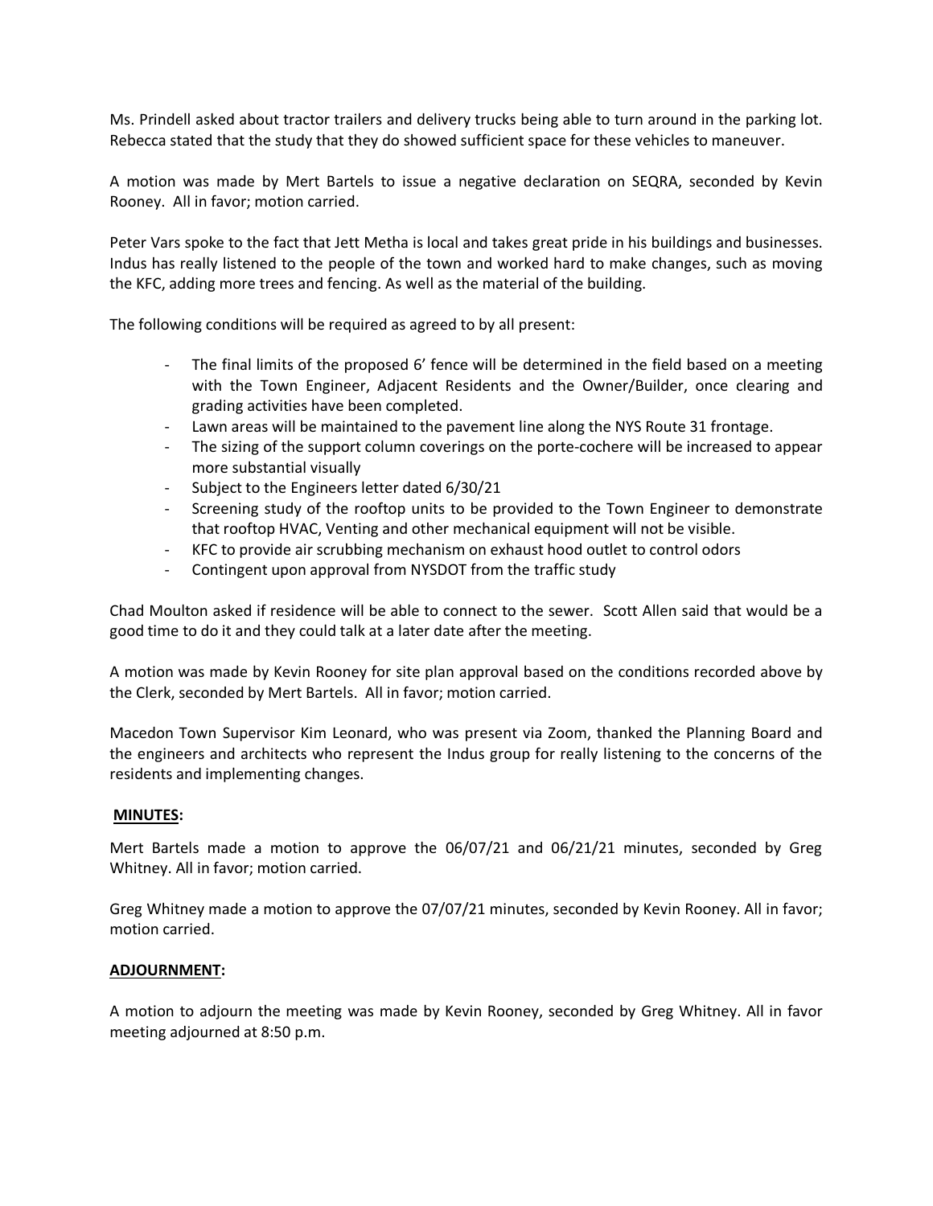Ms. Prindell asked about tractor trailers and delivery trucks being able to turn around in the parking lot. Rebecca stated that the study that they do showed sufficient space for these vehicles to maneuver.

A motion was made by Mert Bartels to issue a negative declaration on SEQRA, seconded by Kevin Rooney. All in favor; motion carried.

Peter Vars spoke to the fact that Jett Metha is local and takes great pride in his buildings and businesses. Indus has really listened to the people of the town and worked hard to make changes, such as moving the KFC, adding more trees and fencing. As well as the material of the building.

The following conditions will be required as agreed to by all present:

- The final limits of the proposed 6' fence will be determined in the field based on a meeting with the Town Engineer, Adjacent Residents and the Owner/Builder, once clearing and grading activities have been completed.
- Lawn areas will be maintained to the pavement line along the NYS Route 31 frontage.
- The sizing of the support column coverings on the porte-cochere will be increased to appear more substantial visually
- Subject to the Engineers letter dated 6/30/21
- Screening study of the rooftop units to be provided to the Town Engineer to demonstrate that rooftop HVAC, Venting and other mechanical equipment will not be visible.
- KFC to provide air scrubbing mechanism on exhaust hood outlet to control odors
- Contingent upon approval from NYSDOT from the traffic study

Chad Moulton asked if residence will be able to connect to the sewer. Scott Allen said that would be a good time to do it and they could talk at a later date after the meeting.

A motion was made by Kevin Rooney for site plan approval based on the conditions recorded above by the Clerk, seconded by Mert Bartels. All in favor; motion carried.

Macedon Town Supervisor Kim Leonard, who was present via Zoom, thanked the Planning Board and the engineers and architects who represent the Indus group for really listening to the concerns of the residents and implementing changes.

**MINUTES:**

Mert Bartels made a motion to approve the 06/07/21 and 06/21/21 minutes, seconded by Greg Whitney. All in favor; motion carried.

Greg Whitney made a motion to approve the 07/07/21 minutes, seconded by Kevin Rooney. All in favor; motion carried.

**ADJOURNMENT:**

A motion to adjourn the meeting was made by Kevin Rooney, seconded by Greg Whitney. All in favor meeting adjourned at 8:50 p.m.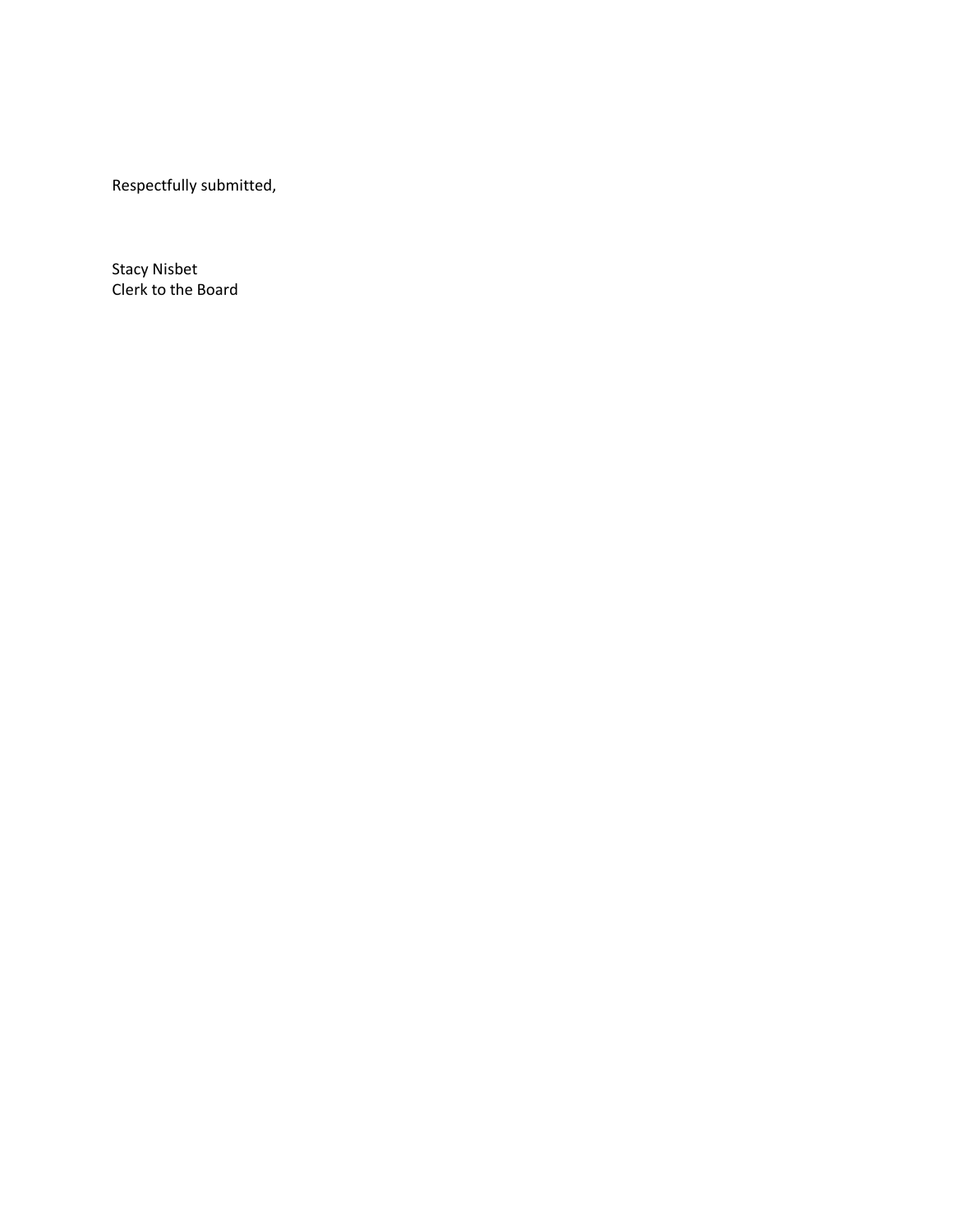Respectfully submitted,

Stacy Nisbet  
Clerk to the Board